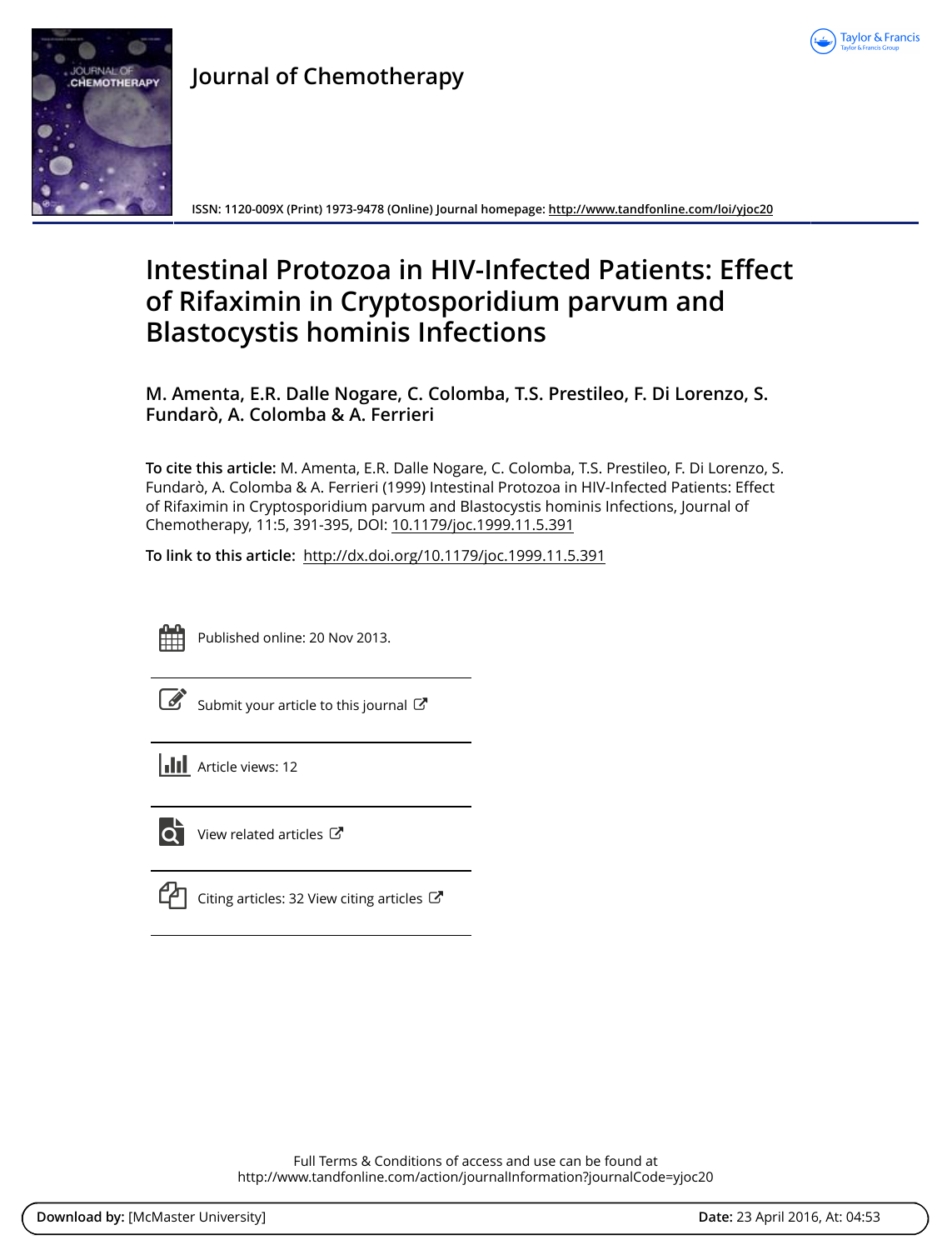# Journal of Chemotherapy

ISSN: 1120-009X (Print) 1973-9478 (Online) Journal homepage: http://www.tandfonline.com/loi/yjoc20

# Intestinal Protozoa in HIV-Infected Patients: Effect of Rifaximin in Cryptosporidium parvum and Blastocystis hominis Infections

**M. Amenta, E.R. Dalle Nogare, C. Colomba, T.S. Prestileo, F. Di Lorenzo, S. Fundarò, A. Colomba & A. Ferrieri**

**To cite this article:** M. Amenta, E.R. Dalle Nogare, C. Colomba, T.S. Prestileo, F. Di Lorenzo, S. Fundarò, A. Colomba & A. Ferrieri (1999) Intestinal Protozoa in HIV-Infected Patients: Effect of Rifaximin in Cryptosporidium parvum and Blastocystis hominis Infections, Journal of Chemotherapy, 11:5, 391-395, DOI: 10.1179/joc.1999.11.5.391

**To link to this article:** http://dx.doi.org/10.1179/joc.1999.11.5.391

Published online: 20 Nov 2013.

Submit your article to this journal

Article views: 12

View related articles

Citing articles: 32 View citing articles

Full Terms & Conditions of access and use can be found at
http://www.tandfonline.com/action/journalInformation?journalCode=yjoc20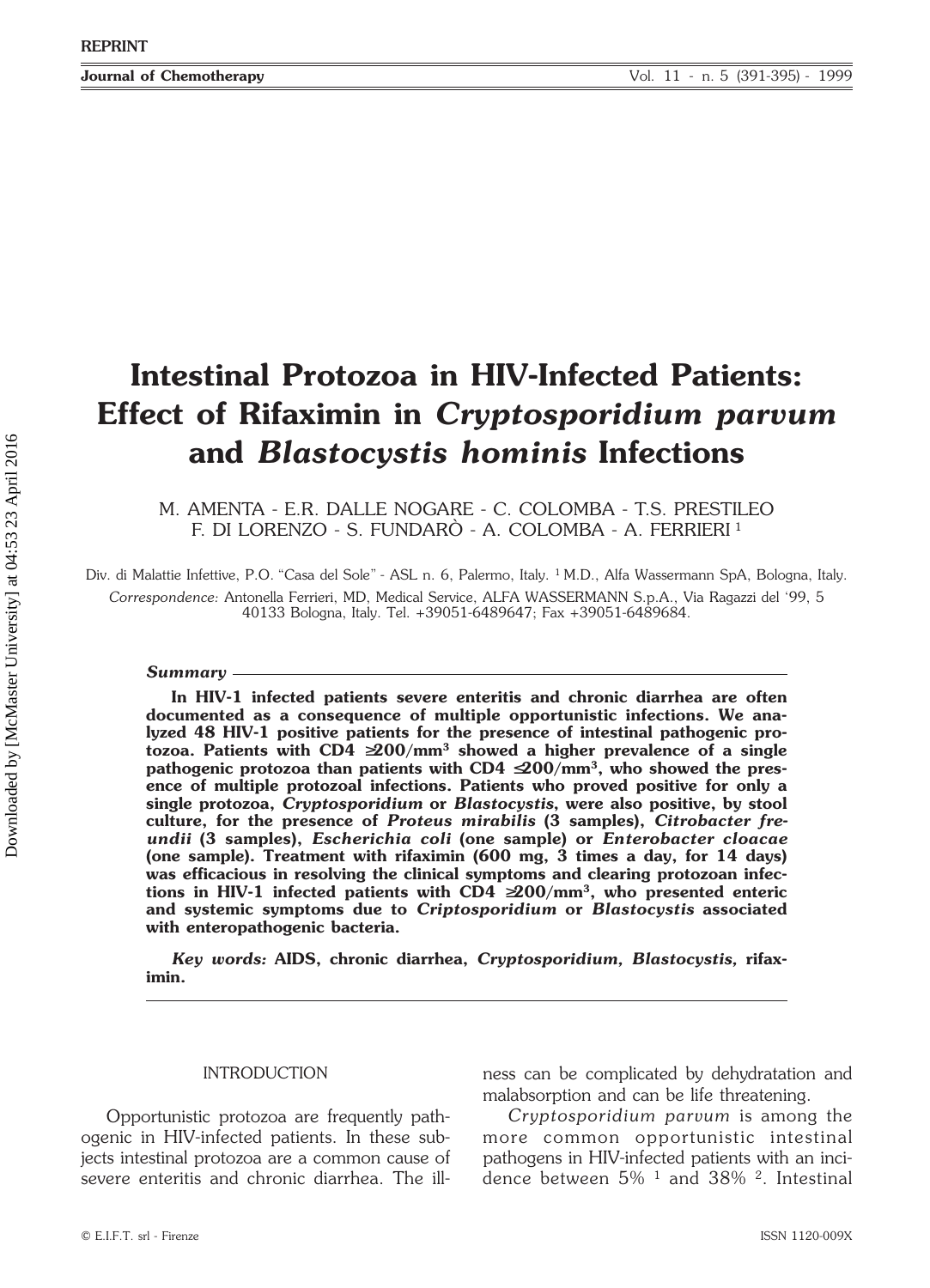REPRINT

# Intestinal Protozoa in HIV-Infected Patients: Effect of Rifaximin in *Cryptosporidium parvum* and *Blastocystis hominis* Infections

M. AMENTA - E.R. DALLE NOGARE - C. COLOMBA - T.S. PRESTILEO
F. DI LORENZO - S. FUNDARÒ - A. COLOMBA - A. FERRIERI [1]

Div. di Malattie Infettive, P.O. "Casa del Sole" - ASL n. 6, Palermo, Italy. [1] M.D., Alfa Wassermann SpA, Bologna, Italy.
*Correspondence:* Antonella Ferrieri, MD, Medical Service, ALFA WASSERMANN S.p.A., Via Ragazzi del '99, 5 40133 Bologna, Italy. Tel. +39051-6489647; Fax +39051-6489684.

***Summary***

**In HIV-1 infected patients severe enteritis and chronic diarrhea are often documented as a consequence of multiple opportunistic infections. We analyzed 48 HIV-1 positive patients for the presence of intestinal pathogenic protozoa. Patients with CD4 ≥200/mm$^3$ showed a higher prevalence of a single pathogenic protozoa than patients with CD4 ≤200/mm$^3$, who showed the presence of multiple protozoal infections. Patients who proved positive for only a single protozoa, *Cryptosporidium* or *Blastocystis*, were also positive, by stool culture, for the presence of *Proteus mirabilis* (3 samples), *Citrobacter freundii* (3 samples), *Escherichia coli* (one sample) or *Enterobacter cloacae* (one sample). Treatment with rifaximin (600 mg, 3 times a day, for 14 days) was efficacious in resolving the clinical symptoms and clearing protozoan infections in HIV-1 infected patients with CD4 ≥200/mm$^3$, who presented enteric and systemic symptoms due to *Criptosporidium* or *Blastocystis* associated with enteropathogenic bacteria.**

***Key words:*** **AIDS, chronic diarrhea, *Cryptosporidium, Blastocystis,* rifaximin.**

## INTRODUCTION

Opportunistic protozoa are frequently pathogenic in HIV-infected patients. In these subjects intestinal protozoa are a common cause of severe enteritis and chronic diarrhea. The illness can be complicated by dehydratation and malabsorption and can be life threatening.

*Cryptosporidium parvum* is among the more common opportunistic intestinal pathogens in HIV-infected patients with an incidence between 5% [1] and 38% [2]. Intestinal

© E.I.F.T. srl - Firenze ISSN 1120-009X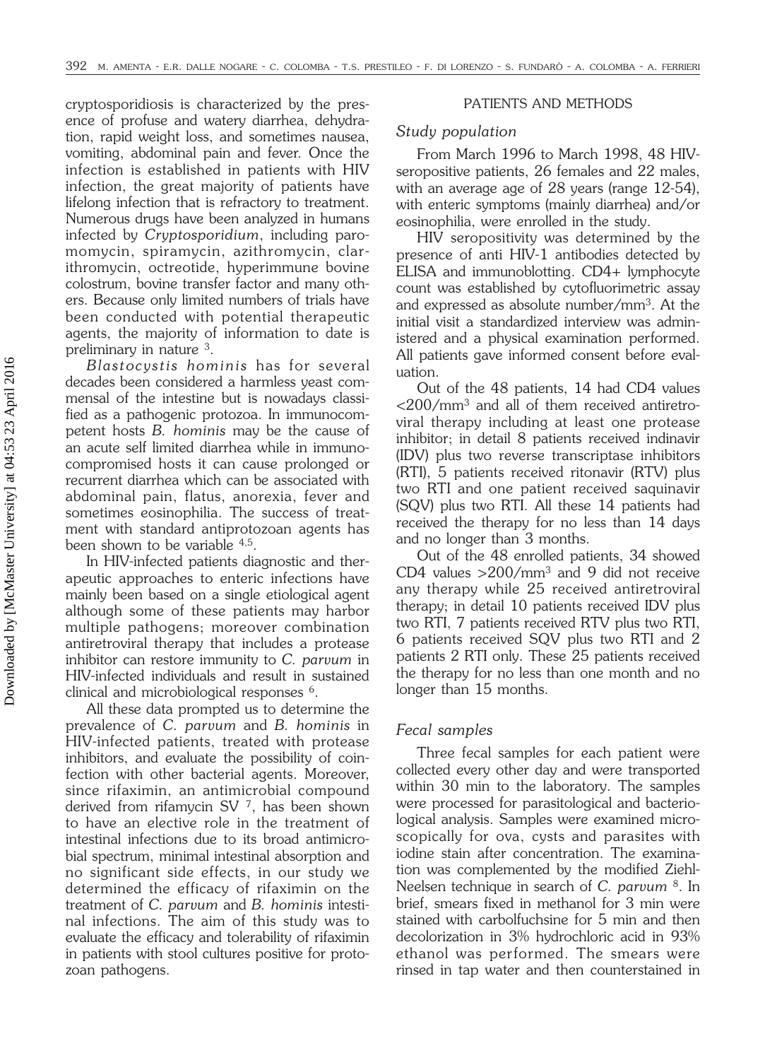cryptosporidiosis is characterized by the presence of profuse and watery diarrhea, dehydration, rapid weight loss, and sometimes nausea, vomiting, abdominal pain and fever. Once the infection is established in patients with HIV infection, the great majority of patients have lifelong infection that is refractory to treatment. Numerous drugs have been analyzed in humans infected by *Cryptosporidium*, including paromomycin, spiramycin, azithromycin, clarithromycin, octreotide, hyperimmune bovine colostrum, bovine transfer factor and many others. Because only limited numbers of trials have been conducted with potential therapeutic agents, the majority of information to date is preliminary in nature [3].

*Blastocystis hominis* has for several decades been considered a harmless yeast commensal of the intestine but is nowadays classified as a pathogenic protozoa. In immunocompetent hosts *B. hominis* may be the cause of an acute self limited diarrhea while in immunocompromised hosts it can cause prolonged or recurrent diarrhea which can be associated with abdominal pain, flatus, anorexia, fever and sometimes eosinophilia. The success of treatment with standard antiprotozoan agents has been shown to be variable [4,5].

In HIV-infected patients diagnostic and therapeutic approaches to enteric infections have mainly been based on a single etiological agent although some of these patients may harbor multiple pathogens; moreover combination antiretroviral therapy that includes a protease inhibitor can restore immunity to *C. parvum* in HIV-infected individuals and result in sustained clinical and microbiological responses [6].

All these data prompted us to determine the prevalence of *C. parvum* and *B. hominis* in HIV-infected patients, treated with protease inhibitors, and evaluate the possibility of coinfection with other bacterial agents. Moreover, since rifaximin, an antimicrobial compound derived from rifamycin SV [7], has been shown to have an elective role in the treatment of intestinal infections due to its broad antimicrobial spectrum, minimal intestinal absorption and no significant side effects, in our study we determined the efficacy of rifaximin on the treatment of *C. parvum* and *B. hominis* intestinal infections. The aim of this study was to evaluate the efficacy and tolerability of rifaximin in patients with stool cultures positive for protozoan pathogens.

## PATIENTS AND METHODS

### *Study population*

From March 1996 to March 1998, 48 HIV-seropositive patients, 26 females and 22 males, with an average age of 28 years (range 12-54), with enteric symptoms (mainly diarrhea) and/or eosinophilia, were enrolled in the study.

HIV seropositivity was determined by the presence of anti HIV-1 antibodies detected by ELISA and immunoblotting. CD4+ lymphocyte count was established by cytofluorimetric assay and expressed as absolute number/mm$^3$. At the initial visit a standardized interview was administered and a physical examination performed. All patients gave informed consent before evaluation.

Out of the 48 patients, 14 had CD4 values <200/mm$^3$ and all of them received antiretroviral therapy including at least one protease inhibitor; in detail 8 patients received indinavir (IDV) plus two reverse transcriptase inhibitors (RTI), 5 patients received ritonavir (RTV) plus two RTI and one patient received saquinavir (SQV) plus two RTI. All these 14 patients had received the therapy for no less than 14 days and no longer than 3 months.

Out of the 48 enrolled patients, 34 showed CD4 values >200/mm$^3$ and 9 did not receive any therapy while 25 received antiretroviral therapy; in detail 10 patients received IDV plus two RTI, 7 patients received RTV plus two RTI, 6 patients received SQV plus two RTI and 2 patients 2 RTI only. These 25 patients received the therapy for no less than one month and no longer than 15 months.

### *Fecal samples*

Three fecal samples for each patient were collected every other day and were transported within 30 min to the laboratory. The samples were processed for parasitological and bacteriological analysis. Samples were examined microscopically for ova, cysts and parasites with iodine stain after concentration. The examination was complemented by the modified Ziehl-Neelsen technique in search of *C. parvum* [8]. In brief, smears fixed in methanol for 3 min were stained with carbolfuchsine for 5 min and then decolorization in 3% hydrochloric acid in 93% ethanol was performed. The smears were rinsed in tap water and then counterstained in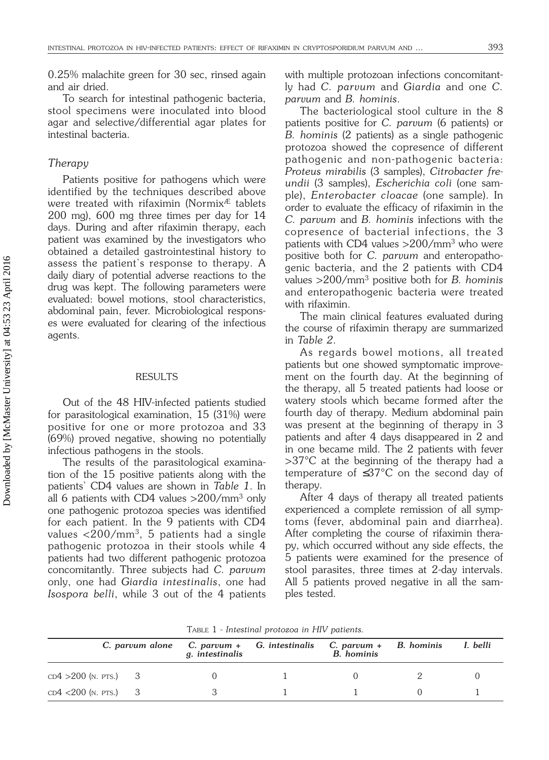0.25% malachite green for 30 sec, rinsed again and air dried.

To search for intestinal pathogenic bacteria, stool specimens were inoculated into blood agar and selective/differential agar plates for intestinal bacteria.

### *Therapy*

Patients positive for pathogens which were identified by the techniques described above were treated with rifaximin (Normix® tablets 200 mg), 600 mg three times per day for 14 days. During and after rifaximin therapy, each patient was examined by the investigators who obtained a detailed gastrointestinal history to assess the patient's response to therapy. A daily diary of potential adverse reactions to the drug was kept. The following parameters were evaluated: bowel motions, stool characteristics, abdominal pain, fever. Microbiological responses were evaluated for clearing of the infectious agents.

## RESULTS

Out of the 48 HIV-infected patients studied for parasitological examination, 15 (31%) were positive for one or more protozoa and 33 (69%) proved negative, showing no potentially infectious pathogens in the stools.

The results of the parasitological examination of the 15 positive patients along with the patients' CD4 values are shown in *Table 1*. In all 6 patients with CD4 values >200/mm$^3$ only one pathogenic protozoa species was identified for each patient. In the 9 patients with CD4 values <200/mm$^3$, 5 patients had a single pathogenic protozoa in their stools while 4 patients had two different pathogenic protozoa concomitantly. Three subjects had *C. parvum* only, one had *Giardia intestinalis*, one had *Isospora belli*, while 3 out of the 4 patients with multiple protozoan infections concomitantly had *C. parvum* and *Giardia* and one *C. parvum* and *B. hominis*.

The bacteriological stool culture in the 8 patients positive for *C. parvum* (6 patients) or *B. hominis* (2 patients) as a single pathogenic protozoa showed the copresence of different pathogenic and non-pathogenic bacteria: *Proteus mirabilis* (3 samples), *Citrobacter freundii* (3 samples), *Escherichia coli* (one sample), *Enterobacter cloacae* (one sample). In order to evaluate the efficacy of rifaximin in the *C. parvum* and *B. hominis* infections with the copresence of bacterial infections, the 3 patients with CD4 values >200/mm$^3$ who were positive both for *C. parvum* and enteropathogenic bacteria, and the 2 patients with CD4 values >200/mm$^3$ positive both for *B. hominis* and enteropathogenic bacteria were treated with rifaximin.

The main clinical features evaluated during the course of rifaximin therapy are summarized in *Table 2*.

As regards bowel motions, all treated patients but one showed symptomatic improvement on the fourth day. At the beginning of the therapy, all 5 treated patients had loose or watery stools which became formed after the fourth day of therapy. Medium abdominal pain was present at the beginning of therapy in 3 patients and after 4 days disappeared in 2 and in one became mild. The 2 patients with fever >37°C at the beginning of the therapy had a temperature of ≤37°C on the second day of therapy.

After 4 days of therapy all treated patients experienced a complete remission of all symptoms (fever, abdominal pain and diarrhea). After completing the course of rifaximin therapy, which occurred without any side effects, the 5 patients were examined for the presence of stool parasites, three times at 2-day intervals. All 5 patients proved negative in all the samples tested.

TABLE 1 - *Intestinal protozoa in HIV patients.*

| | *C. parvum alone* | *C. parvum + g. intestinalis* | *G. intestinalis* | *C. parvum + B. hominis* | *B. hominis* | *I. belli* |
|---|---|---|---|---|---|---|
| CD4 >200 (N. PTS.) | 3 | 0 | 1 | 0 | 2 | 0 |
| CD4 <200 (N. PTS.) | 3 | 3 | 1 | 1 | 0 | 1 |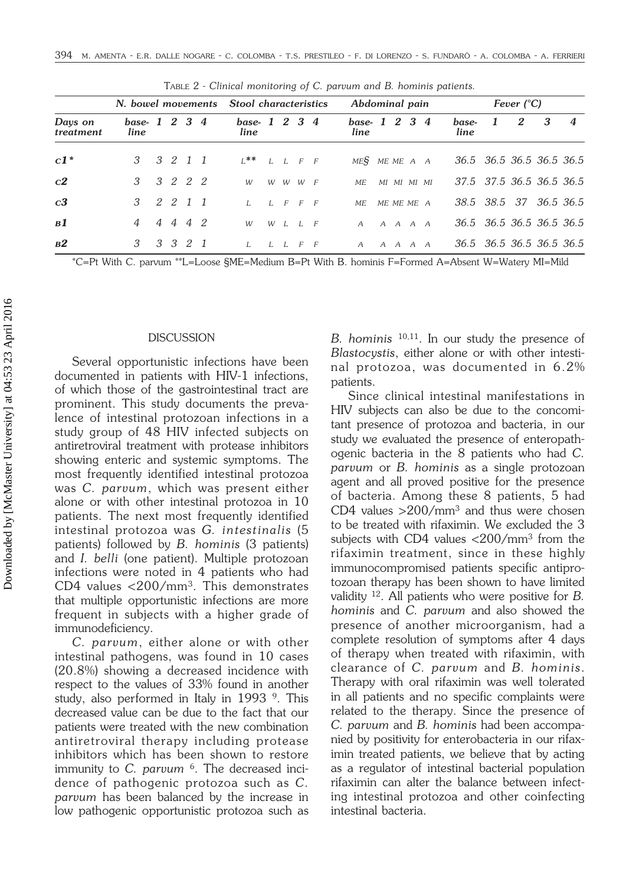TABLE 2 - *Clinical monitoring of C. parvum and B. hominis patients.*

| | N. bowel movements | | | | | Stool characteristics | | | | | Abdominal pain | | | | | Fever (°C) | | | | |
|---|---|---|---|---|---|---|---|---|---|---|---|---|---|---|---|---|---|---|---|---|
| Days on treatment | base-line | 1 | 2 | 3 | 4 | base-line | 1 | 2 | 3 | 4 | base-line | 1 | 2 | 3 | 4 | base-line | 1 | 2 | 3 | 4 |
| c1* | 3 | 3 | 2 | 1 | 1 | L** | L | L | F | F | ME§ | ME | ME | A | A | 36.5 | 36.5 | 36.5 | 36.5 | 36.5 |
| c2 | 3 | 3 | 2 | 2 | 2 | W | W | W | W | F | ME | MI | MI | MI | MI | 37.5 | 37.5 | 36.5 | 36.5 | 36.5 |
| c3 | 3 | 2 | 2 | 1 | 1 | L | L | F | F | F | ME | ME | ME | ME | A | 38.5 | 38.5 | 37 | 36.5 | 36.5 |
| B1 | 4 | 4 | 4 | 4 | 2 | W | W | L | L | F | A | A | A | A | A | 36.5 | 36.5 | 36.5 | 36.5 | 36.5 |
| B2 | 3 | 3 | 3 | 2 | 1 | L | L | L | F | F | A | A | A | A | A | 36.5 | 36.5 | 36.5 | 36.5 | 36.5 |

*C=Pt With C. parvum **L=Loose §ME=Medium B=Pt With B. hominis F=Formed A=Absent W=Watery MI=Mild

## DISCUSSION

Several opportunistic infections have been documented in patients with HIV-1 infections, of which those of the gastrointestinal tract are prominent. This study documents the prevalence of intestinal protozoan infections in a study group of 48 HIV infected subjects on antiretroviral treatment with protease inhibitors showing enteric and systemic symptoms. The most frequently identified intestinal protozoa was *C. parvum*, which was present either alone or with other intestinal protozoa in 10 patients. The next most frequently identified intestinal protozoa was *G. intestinalis* (5 patients) followed by *B. hominis* (3 patients) and *I. belli* (one patient). Multiple protozoan infections were noted in 4 patients who had CD4 values <200/mm$^3$. This demonstrates that multiple opportunistic infections are more frequent in subjects with a higher grade of immunodeficiency.

*C. parvum*, either alone or with other intestinal pathogens, was found in 10 cases (20.8%) showing a decreased incidence with respect to the values of 33% found in another study, also performed in Italy in 1993 [9]. This decreased value can be due to the fact that our patients were treated with the new combination antiretroviral therapy including protease inhibitors which has been shown to restore immunity to *C. parvum* [6]. The decreased incidence of pathogenic protozoa such as *C. parvum* has been balanced by the increase in low pathogenic opportunistic protozoa such as *B. hominis* [10,11]. In our study the presence of *Blastocystis*, either alone or with other intestinal protozoa, was documented in 6.2% patients.

Since clinical intestinal manifestations in HIV subjects can also be due to the concomitant presence of protozoa and bacteria, in our study we evaluated the presence of enteropathogenic bacteria in the 8 patients who had *C. parvum* or *B. hominis* as a single protozoan agent and all proved positive for the presence of bacteria. Among these 8 patients, 5 had CD4 values >200/mm$^3$ and thus were chosen to be treated with rifaximin. We excluded the 3 subjects with CD4 values <200/mm$^3$ from the rifaximin treatment, since in these highly immunocompromised patients specific antiprotozoan therapy has been shown to have limited validity [12]. All patients who were positive for *B. hominis* and *C. parvum* and also showed the presence of another microorganism, had a complete resolution of symptoms after 4 days of therapy when treated with rifaximin, with clearance of *C. parvum* and *B. hominis*. Therapy with oral rifaximin was well tolerated in all patients and no specific complaints were related to the therapy. Since the presence of *C. parvum* and *B. hominis* had been accompanied by positivity for enterobacteria in our rifaximin treated patients, we believe that by acting as a regulator of intestinal bacterial population rifaximin can alter the balance between infecting intestinal protozoa and other coinfecting intestinal bacteria.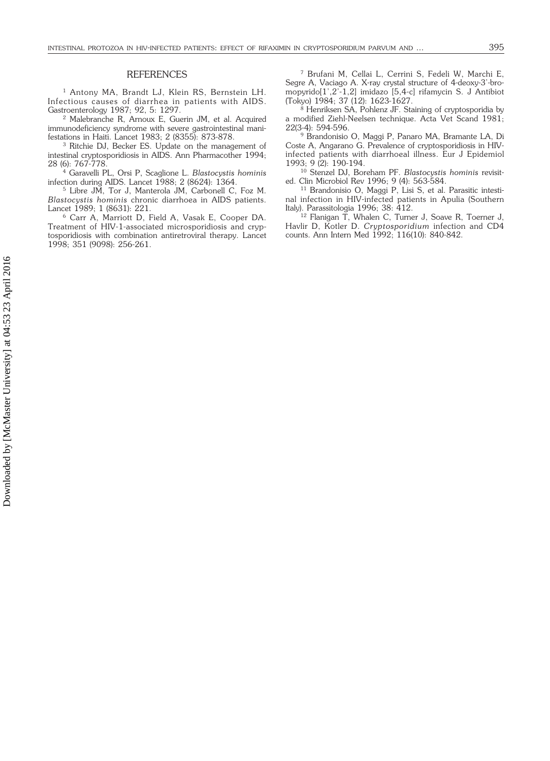## REFERENCES

1. Antony MA, Brandt LJ, Klein RS, Bernstein LH. Infectious causes of diarrhea in patients with AIDS. Gastroenterology 1987; 92, 5: 1297.
2. Malebranche R, Arnoux E, Guerin JM, et al. Acquired immunodeficiency syndrome with severe gastrointestinal manifestations in Haiti. Lancet 1983; 2 (8355): 873-878.
3. Ritchie DJ, Becker ES. Update on the management of intestinal cryptosporidiosis in AIDS. Ann Pharmacother 1994; 28 (6): 767-778.
4. Garavelli PL, Orsi P, Scaglione L. *Blastocystis hominis* infection during AIDS. Lancet 1988; 2 (8624): 1364.
5. Libre JM, Tor J, Manterola JM, Carbonell C, Foz M. *Blastocystis hominis* chronic diarrhoea in AIDS patients. Lancet 1989; 1 (8631): 221.
6. Carr A, Marriott D, Field A, Vasak E, Cooper DA. Treatment of HIV-1-associated microsporidiosis and cryptosporidiosis with combination antiretroviral therapy. Lancet 1998; 351 (9098): 256-261.
7. Brufani M, Cellai L, Cerrini S, Fedeli W, Marchi E, Segre A, Vaciago A. X-ray crystal structure of 4-deoxy-3'-bromopyrido[1',2'-1,2] imidazo [5,4-c] rifamycin S. J Antibiot (Tokyo) 1984; 37 (12): 1623-1627.
8. Henriksen SA, Pohlenz JF. Staining of cryptosporidia by a modified Ziehl-Neelsen technique. Acta Vet Scand 1981; 22(3-4): 594-596.
9. Brandonisio O, Maggi P, Panaro MA, Bramante LA, Di Coste A, Angarano G. Prevalence of cryptosporidiosis in HIV-infected patients with diarrhoeal illness. Eur J Epidemiol 1993; 9 (2): 190-194.
10. Stenzel DJ, Boreham PF. *Blastocystis hominis* revisited. Clin Microbiol Rev 1996; 9 (4): 563-584.
11. Brandonisio O, Maggi P, Lisi S, et al. Parasitic intestinal infection in HIV-infected patients in Apulia (Southern Italy). Parassitologia 1996; 38: 412.
12. Flanigan T, Whalen C, Turner J, Soave R, Toerner J, Havlir D, Kotler D. *Cryptosporidium* infection and CD4 counts. Ann Intern Med 1992; 116(10): 840-842.